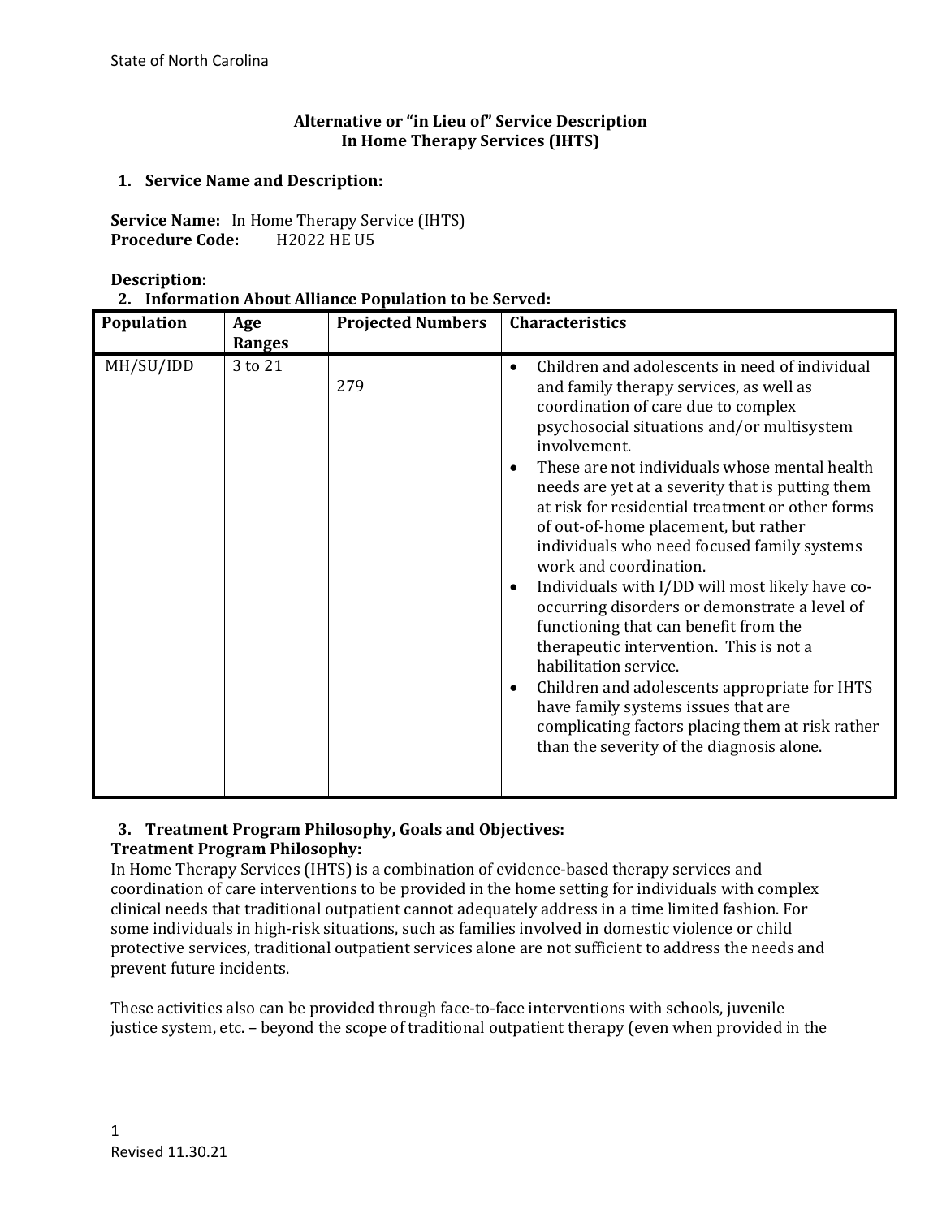State of North Carolina

## Alternative or "in Lieu of" Service Description
## In Home Therapy Services (IHTS)

### 1. Service Name and Description:

**Service Name:** In Home Therapy Service (IHTS)
**Procedure Code:** H2022 HE U5

**Description:**

### 2. Information About Alliance Population to be Served:

| Population | Age Ranges | Projected Numbers | Characteristics |
|---|---|---|---|
| MH/SU/IDD | 3 to 21 | 279 | • Children and adolescents in need of individual and family therapy services, as well as coordination of care due to complex psychosocial situations and/or multisystem involvement.<br>• These are not individuals whose mental health needs are yet at a severity that is putting them at risk for residential treatment or other forms of out-of-home placement, but rather individuals who need focused family systems work and coordination.<br>• Individuals with I/DD will most likely have co-occurring disorders or demonstrate a level of functioning that can benefit from the therapeutic intervention. This is not a habilitation service.<br>• Children and adolescents appropriate for IHTS have family systems issues that are complicating factors placing them at risk rather than the severity of the diagnosis alone. |

### 3. Treatment Program Philosophy, Goals and Objectives:

**Treatment Program Philosophy:**

In Home Therapy Services (IHTS) is a combination of evidence-based therapy services and coordination of care interventions to be provided in the home setting for individuals with complex clinical needs that traditional outpatient cannot adequately address in a time limited fashion. For some individuals in high-risk situations, such as families involved in domestic violence or child protective services, traditional outpatient services alone are not sufficient to address the needs and prevent future incidents.

These activities also can be provided through face-to-face interventions with schools, juvenile justice system, etc. – beyond the scope of traditional outpatient therapy (even when provided in the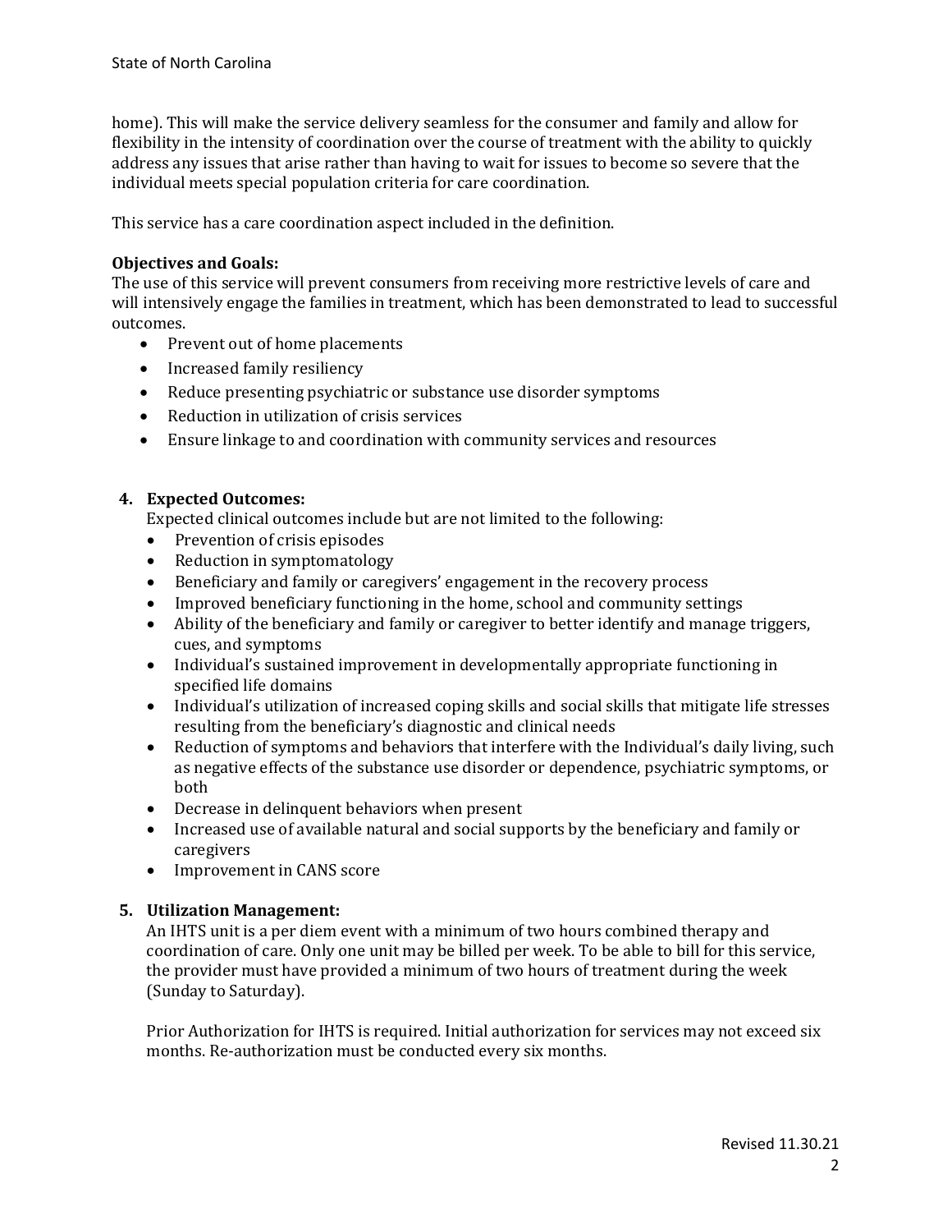home). This will make the service delivery seamless for the consumer and family and allow for flexibility in the intensity of coordination over the course of treatment with the ability to quickly address any issues that arise rather than having to wait for issues to become so severe that the individual meets special population criteria for care coordination.

This service has a care coordination aspect included in the definition.

**Objectives and Goals:**
The use of this service will prevent consumers from receiving more restrictive levels of care and will intensively engage the families in treatment, which has been demonstrated to lead to successful outcomes.

- Prevent out of home placements
- Increased family resiliency
- Reduce presenting psychiatric or substance use disorder symptoms
- Reduction in utilization of crisis services
- Ensure linkage to and coordination with community services and resources

## 4. Expected Outcomes:

Expected clinical outcomes include but are not limited to the following:

- Prevention of crisis episodes
- Reduction in symptomatology
- Beneficiary and family or caregivers' engagement in the recovery process
- Improved beneficiary functioning in the home, school and community settings
- Ability of the beneficiary and family or caregiver to better identify and manage triggers, cues, and symptoms
- Individual's sustained improvement in developmentally appropriate functioning in specified life domains
- Individual's utilization of increased coping skills and social skills that mitigate life stresses resulting from the beneficiary's diagnostic and clinical needs
- Reduction of symptoms and behaviors that interfere with the Individual's daily living, such as negative effects of the substance use disorder or dependence, psychiatric symptoms, or both
- Decrease in delinquent behaviors when present
- Increased use of available natural and social supports by the beneficiary and family or caregivers
- Improvement in CANS score

## 5. Utilization Management:

An IHTS unit is a per diem event with a minimum of two hours combined therapy and coordination of care. Only one unit may be billed per week. To be able to bill for this service, the provider must have provided a minimum of two hours of treatment during the week (Sunday to Saturday).

Prior Authorization for IHTS is required. Initial authorization for services may not exceed six months. Re-authorization must be conducted every six months.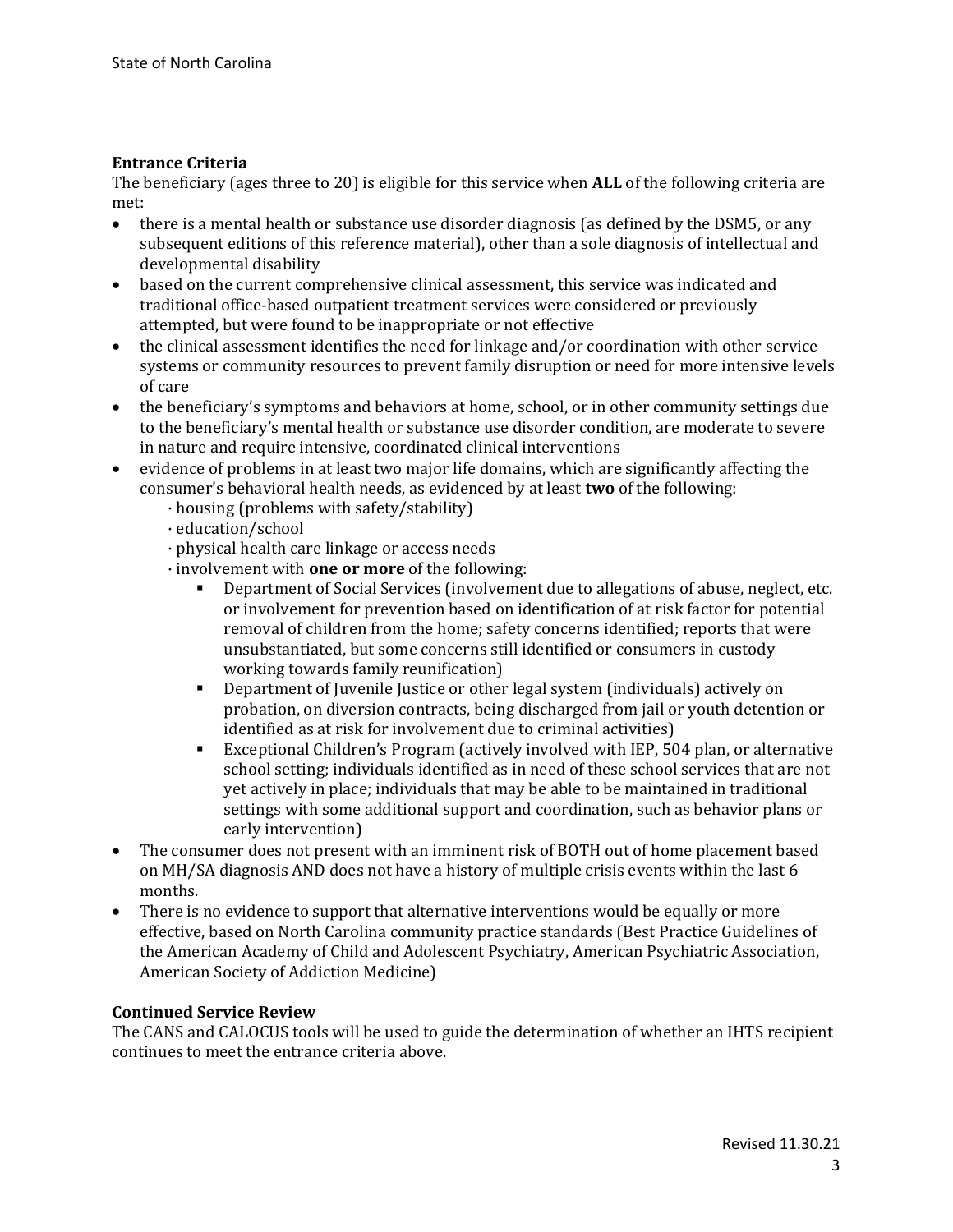**Entrance Criteria**

The beneficiary (ages three to 20) is eligible for this service when **ALL** of the following criteria are met:

- there is a mental health or substance use disorder diagnosis (as defined by the DSM5, or any subsequent editions of this reference material), other than a sole diagnosis of intellectual and developmental disability
- based on the current comprehensive clinical assessment, this service was indicated and traditional office-based outpatient treatment services were considered or previously attempted, but were found to be inappropriate or not effective
- the clinical assessment identifies the need for linkage and/or coordination with other service systems or community resources to prevent family disruption or need for more intensive levels of care
- the beneficiary's symptoms and behaviors at home, school, or in other community settings due to the beneficiary's mental health or substance use disorder condition, are moderate to severe in nature and require intensive, coordinated clinical interventions
- evidence of problems in at least two major life domains, which are significantly affecting the consumer's behavioral health needs, as evidenced by at least **two** of the following:
  - housing (problems with safety/stability)
  - education/school
  - physical health care linkage or access needs
  - involvement with **one or more** of the following:
    - Department of Social Services (involvement due to allegations of abuse, neglect, etc. or involvement for prevention based on identification of at risk factor for potential removal of children from the home; safety concerns identified; reports that were unsubstantiated, but some concerns still identified or consumers in custody working towards family reunification)
    - Department of Juvenile Justice or other legal system (individuals) actively on probation, on diversion contracts, being discharged from jail or youth detention or identified as at risk for involvement due to criminal activities)
    - Exceptional Children's Program (actively involved with IEP, 504 plan, or alternative school setting; individuals identified as in need of these school services that are not yet actively in place; individuals that may be able to be maintained in traditional settings with some additional support and coordination, such as behavior plans or early intervention)
- The consumer does not present with an imminent risk of BOTH out of home placement based on MH/SA diagnosis AND does not have a history of multiple crisis events within the last 6 months.
- There is no evidence to support that alternative interventions would be equally or more effective, based on North Carolina community practice standards (Best Practice Guidelines of the American Academy of Child and Adolescent Psychiatry, American Psychiatric Association, American Society of Addiction Medicine)

**Continued Service Review**

The CANS and CALOCUS tools will be used to guide the determination of whether an IHTS recipient continues to meet the entrance criteria above.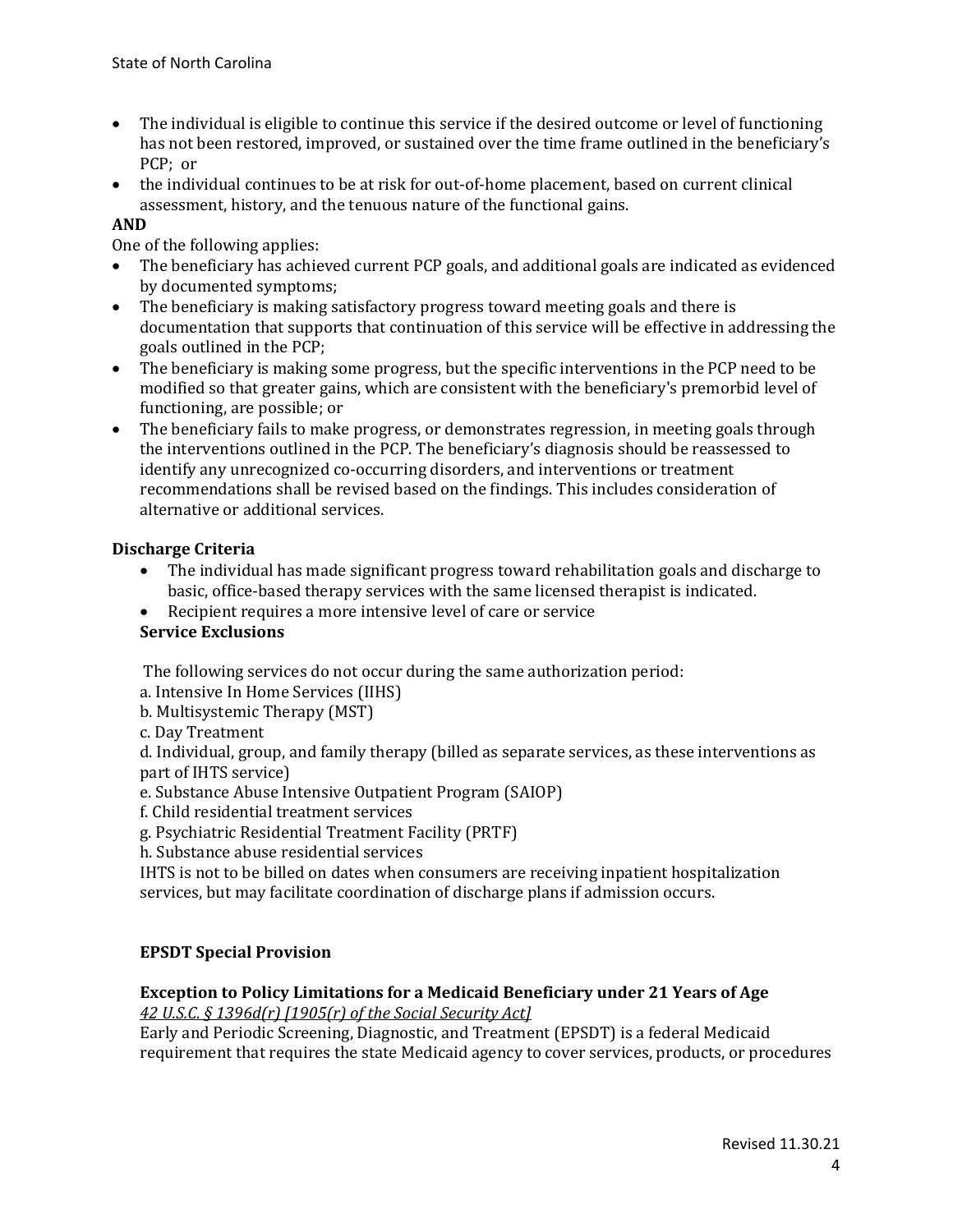- The individual is eligible to continue this service if the desired outcome or level of functioning has not been restored, improved, or sustained over the time frame outlined in the beneficiary's PCP; or
- the individual continues to be at risk for out-of-home placement, based on current clinical assessment, history, and the tenuous nature of the functional gains.

**AND**

One of the following applies:

- The beneficiary has achieved current PCP goals, and additional goals are indicated as evidenced by documented symptoms;
- The beneficiary is making satisfactory progress toward meeting goals and there is documentation that supports that continuation of this service will be effective in addressing the goals outlined in the PCP;
- The beneficiary is making some progress, but the specific interventions in the PCP need to be modified so that greater gains, which are consistent with the beneficiary's premorbid level of functioning, are possible; or
- The beneficiary fails to make progress, or demonstrates regression, in meeting goals through the interventions outlined in the PCP. The beneficiary's diagnosis should be reassessed to identify any unrecognized co-occurring disorders, and interventions or treatment recommendations shall be revised based on the findings. This includes consideration of alternative or additional services.

### Discharge Criteria

- The individual has made significant progress toward rehabilitation goals and discharge to basic, office-based therapy services with the same licensed therapist is indicated.
- Recipient requires a more intensive level of care or service

### Service Exclusions

The following services do not occur during the same authorization period:

a. Intensive In Home Services (IIHS)
b. Multisystemic Therapy (MST)
c. Day Treatment
d. Individual, group, and family therapy (billed as separate services, as these interventions as part of IHTS service)
e. Substance Abuse Intensive Outpatient Program (SAIOP)
f. Child residential treatment services
g. Psychiatric Residential Treatment Facility (PRTF)
h. Substance abuse residential services

IHTS is not to be billed on dates when consumers are receiving inpatient hospitalization services, but may facilitate coordination of discharge plans if admission occurs.

### EPSDT Special Provision

#### Exception to Policy Limitations for a Medicaid Beneficiary under 21 Years of Age

*42 U.S.C. § 1396d(r) [1905(r) of the Social Security Act]*

Early and Periodic Screening, Diagnostic, and Treatment (EPSDT) is a federal Medicaid requirement that requires the state Medicaid agency to cover services, products, or procedures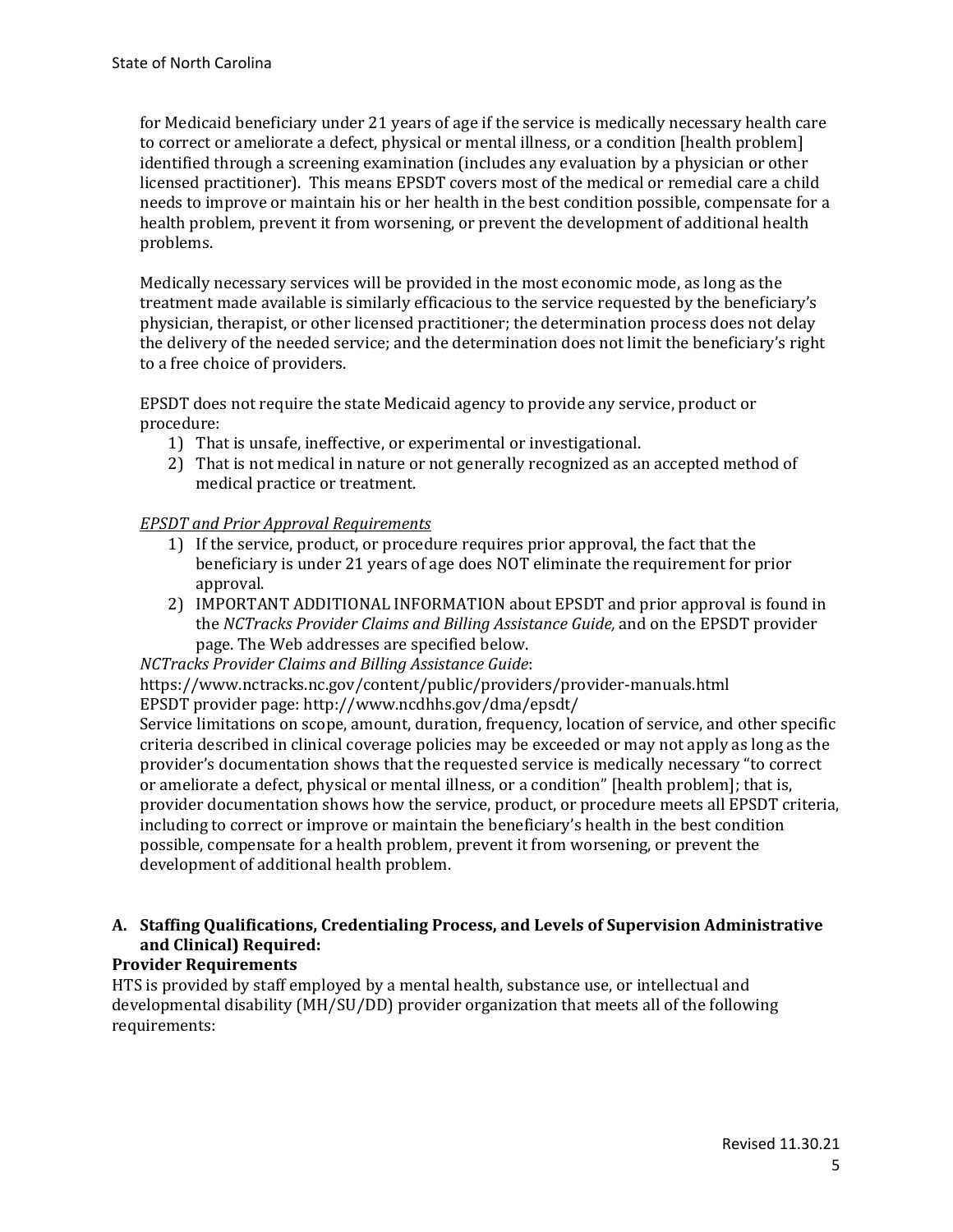for Medicaid beneficiary under 21 years of age if the service is medically necessary health care to correct or ameliorate a defect, physical or mental illness, or a condition [health problem] identified through a screening examination (includes any evaluation by a physician or other licensed practitioner). This means EPSDT covers most of the medical or remedial care a child needs to improve or maintain his or her health in the best condition possible, compensate for a health problem, prevent it from worsening, or prevent the development of additional health problems.

Medically necessary services will be provided in the most economic mode, as long as the treatment made available is similarly efficacious to the service requested by the beneficiary's physician, therapist, or other licensed practitioner; the determination process does not delay the delivery of the needed service; and the determination does not limit the beneficiary's right to a free choice of providers.

EPSDT does not require the state Medicaid agency to provide any service, product or procedure:

1) That is unsafe, ineffective, or experimental or investigational.
2) That is not medical in nature or not generally recognized as an accepted method of medical practice or treatment.

*EPSDT and Prior Approval Requirements*

1) If the service, product, or procedure requires prior approval, the fact that the beneficiary is under 21 years of age does NOT eliminate the requirement for prior approval.
2) IMPORTANT ADDITIONAL INFORMATION about EPSDT and prior approval is found in the *NCTracks Provider Claims and Billing Assistance Guide,* and on the EPSDT provider page. The Web addresses are specified below.

*NCTracks Provider Claims and Billing Assistance Guide*:
https://www.nctracks.nc.gov/content/public/providers/provider-manuals.html
EPSDT provider page: http://www.ncdhhs.gov/dma/epsdt/
Service limitations on scope, amount, duration, frequency, location of service, and other specific criteria described in clinical coverage policies may be exceeded or may not apply as long as the provider's documentation shows that the requested service is medically necessary "to correct or ameliorate a defect, physical or mental illness, or a condition" [health problem]; that is, provider documentation shows how the service, product, or procedure meets all EPSDT criteria, including to correct or improve or maintain the beneficiary's health in the best condition possible, compensate for a health problem, prevent it from worsening, or prevent the development of additional health problem.

**A. Staffing Qualifications, Credentialing Process, and Levels of Supervision Administrative and Clinical) Required:**

**Provider Requirements**

HTS is provided by staff employed by a mental health, substance use, or intellectual and developmental disability (MH/SU/DD) provider organization that meets all of the following requirements: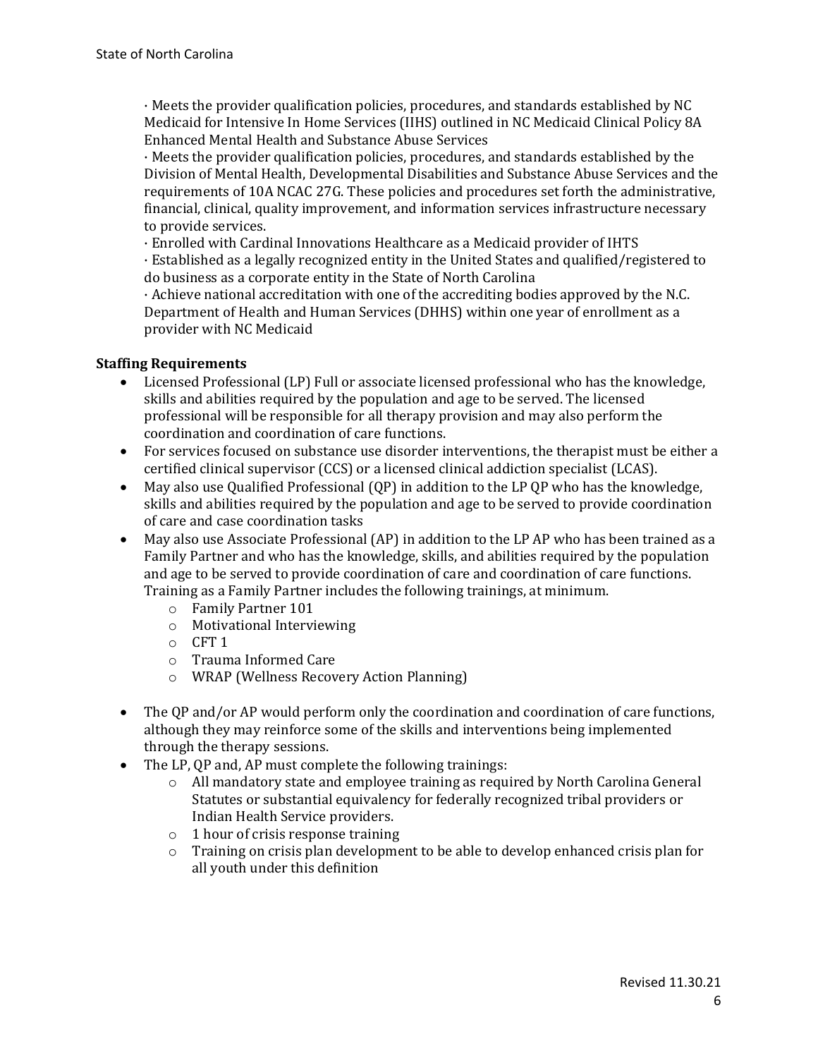· Meets the provider qualification policies, procedures, and standards established by NC Medicaid for Intensive In Home Services (IIHS) outlined in NC Medicaid Clinical Policy 8A Enhanced Mental Health and Substance Abuse Services

· Meets the provider qualification policies, procedures, and standards established by the Division of Mental Health, Developmental Disabilities and Substance Abuse Services and the requirements of 10A NCAC 27G. These policies and procedures set forth the administrative, financial, clinical, quality improvement, and information services infrastructure necessary to provide services.

· Enrolled with Cardinal Innovations Healthcare as a Medicaid provider of IHTS

· Established as a legally recognized entity in the United States and qualified/registered to do business as a corporate entity in the State of North Carolina

· Achieve national accreditation with one of the accrediting bodies approved by the N.C. Department of Health and Human Services (DHHS) within one year of enrollment as a provider with NC Medicaid

**Staffing Requirements**

- Licensed Professional (LP) Full or associate licensed professional who has the knowledge, skills and abilities required by the population and age to be served. The licensed professional will be responsible for all therapy provision and may also perform the coordination and coordination of care functions.
- For services focused on substance use disorder interventions, the therapist must be either a certified clinical supervisor (CCS) or a licensed clinical addiction specialist (LCAS).
- May also use Qualified Professional (QP) in addition to the LP QP who has the knowledge, skills and abilities required by the population and age to be served to provide coordination of care and case coordination tasks
- May also use Associate Professional (AP) in addition to the LP AP who has been trained as a Family Partner and who has the knowledge, skills, and abilities required by the population and age to be served to provide coordination of care and coordination of care functions. Training as a Family Partner includes the following trainings, at minimum.
  - Family Partner 101
  - Motivational Interviewing
  - CFT 1
  - Trauma Informed Care
  - WRAP (Wellness Recovery Action Planning)
- The QP and/or AP would perform only the coordination and coordination of care functions, although they may reinforce some of the skills and interventions being implemented through the therapy sessions.
- The LP, QP and, AP must complete the following trainings:
  - All mandatory state and employee training as required by North Carolina General Statutes or substantial equivalency for federally recognized tribal providers or Indian Health Service providers.
  - 1 hour of crisis response training
  - Training on crisis plan development to be able to develop enhanced crisis plan for all youth under this definition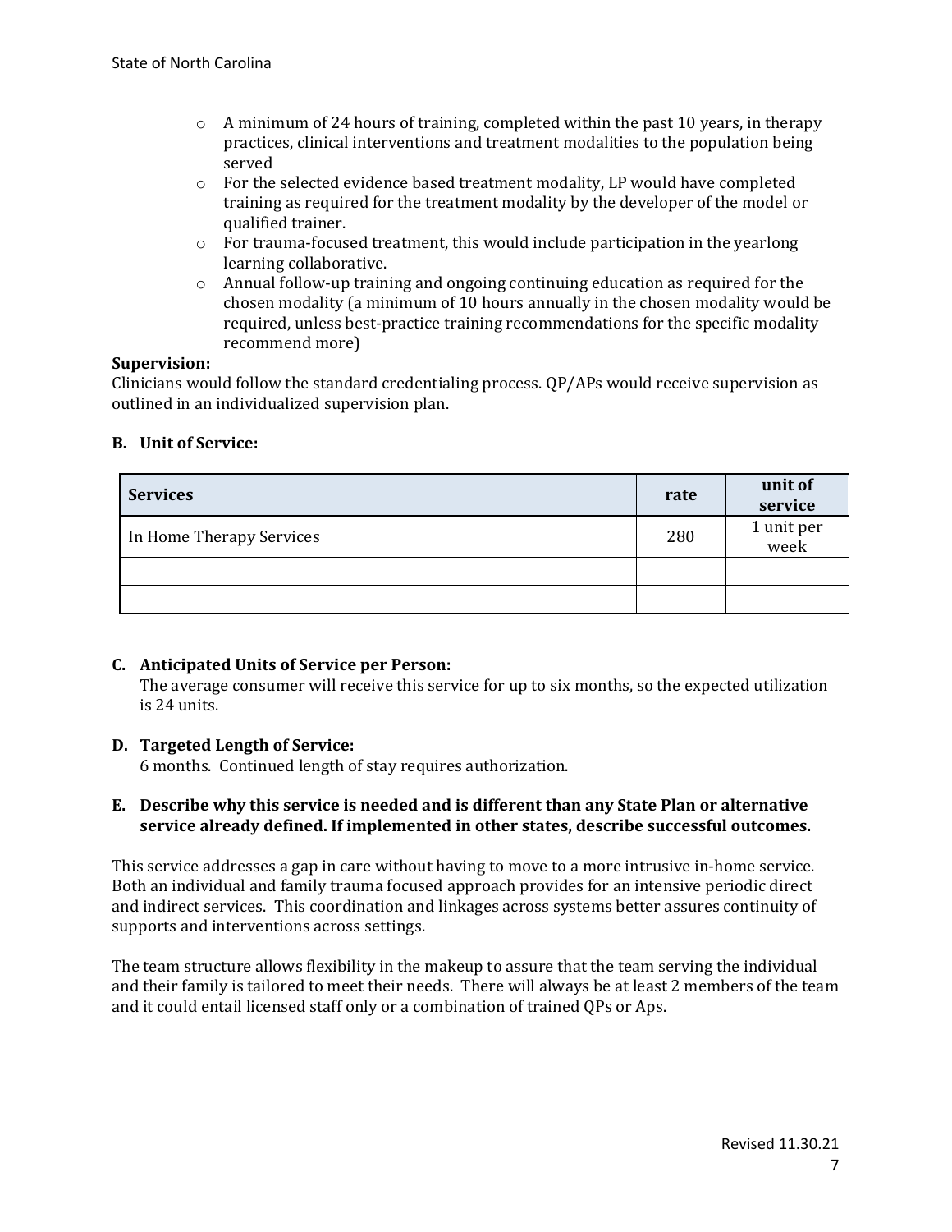- A minimum of 24 hours of training, completed within the past 10 years, in therapy practices, clinical interventions and treatment modalities to the population being served
- For the selected evidence based treatment modality, LP would have completed training as required for the treatment modality by the developer of the model or qualified trainer.
- For trauma-focused treatment, this would include participation in the yearlong learning collaborative.
- Annual follow-up training and ongoing continuing education as required for the chosen modality (a minimum of 10 hours annually in the chosen modality would be required, unless best-practice training recommendations for the specific modality recommend more)

**Supervision:**

Clinicians would follow the standard credentialing process. QP/APs would receive supervision as outlined in an individualized supervision plan.

**B. Unit of Service:**

| Services | rate | unit of service |
|---|---|---|
| In Home Therapy Services | 280 | 1 unit per week |
| | | |
| | | |

**C. Anticipated Units of Service per Person:**

The average consumer will receive this service for up to six months, so the expected utilization is 24 units.

**D. Targeted Length of Service:**

6 months. Continued length of stay requires authorization.

**E. Describe why this service is needed and is different than any State Plan or alternative service already defined. If implemented in other states, describe successful outcomes.**

This service addresses a gap in care without having to move to a more intrusive in-home service. Both an individual and family trauma focused approach provides for an intensive periodic direct and indirect services. This coordination and linkages across systems better assures continuity of supports and interventions across settings.

The team structure allows flexibility in the makeup to assure that the team serving the individual and their family is tailored to meet their needs. There will always be at least 2 members of the team and it could entail licensed staff only or a combination of trained QPs or Aps.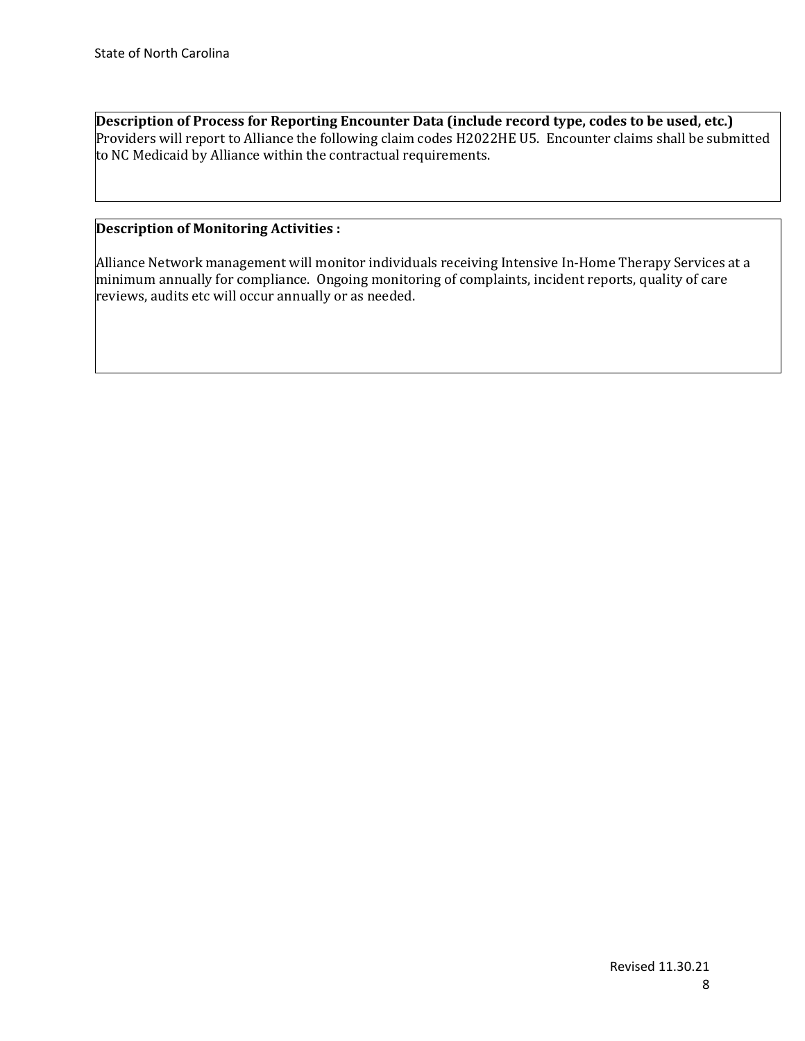**Description of Process for Reporting Encounter Data (include record type, codes to be used, etc.)**
Providers will report to Alliance the following claim codes H2022HE U5. Encounter claims shall be submitted to NC Medicaid by Alliance within the contractual requirements.

**Description of Monitoring Activities :**

Alliance Network management will monitor individuals receiving Intensive In-Home Therapy Services at a minimum annually for compliance. Ongoing monitoring of complaints, incident reports, quality of care reviews, audits etc will occur annually or as needed.